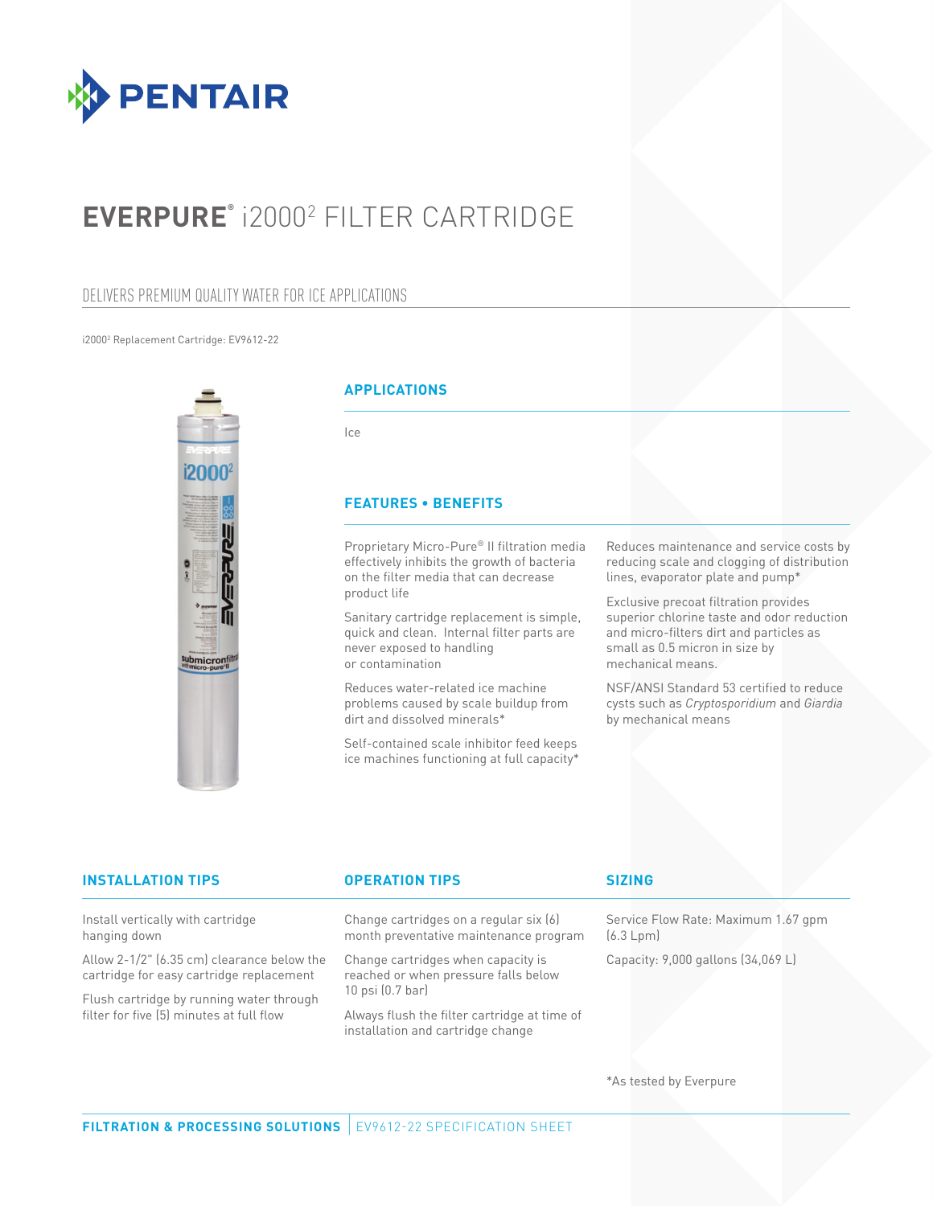# EVERPURE® i2000² FILTER CARTRIDGE

## DELIVERS PREMIUM QUALITY WATER FOR ICE APPLICATIONS

i2000² Replacement Cartridge: EV9612-22

### APPLICATIONS

Ice

### FEATURES • BENEFITS

Proprietary Micro-Pure® II filtration media effectively inhibits the growth of bacteria on the filter media that can decrease product life

Sanitary cartridge replacement is simple, quick and clean. Internal filter parts are never exposed to handling or contamination

Reduces water-related ice machine problems caused by scale buildup from dirt and dissolved minerals*

Self-contained scale inhibitor feed keeps ice machines functioning at full capacity*

Reduces maintenance and service costs by reducing scale and clogging of distribution lines, evaporator plate and pump*

Exclusive precoat filtration provides superior chlorine taste and odor reduction and micro-filters dirt and particles as small as 0.5 micron in size by mechanical means.

NSF/ANSI Standard 53 certified to reduce cysts such as *Cryptosporidium* and *Giardia* by mechanical means

### INSTALLATION TIPS

Install vertically with cartridge hanging down

Allow 2-1/2" (6.35 cm) clearance below the cartridge for easy cartridge replacement

Flush cartridge by running water through filter for five (5) minutes at full flow

### OPERATION TIPS

Change cartridges on a regular six (6) month preventative maintenance program

Change cartridges when capacity is reached or when pressure falls below 10 psi (0.7 bar)

Always flush the filter cartridge at time of installation and cartridge change

### SIZING

Service Flow Rate: Maximum 1.67 gpm (6.3 Lpm)

Capacity: 9,000 gallons (34,069 L)

*As tested by Everpure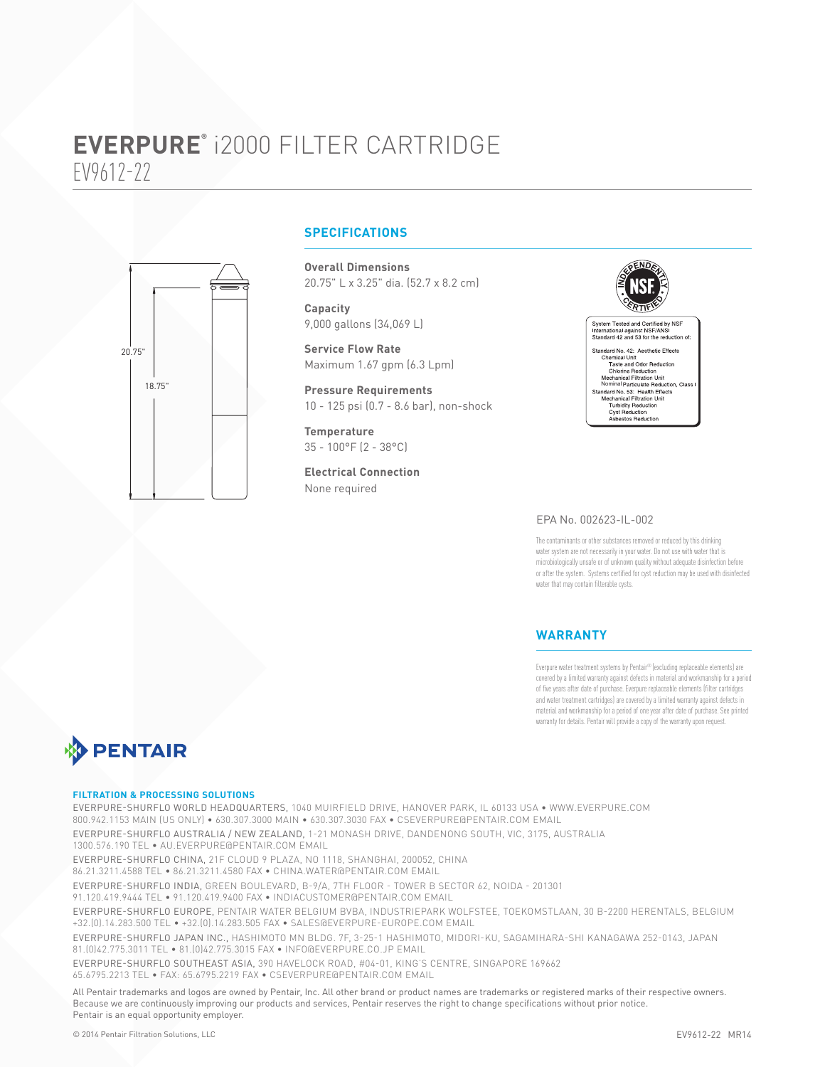# EVERPURE® i2000 FILTER CARTRIDGE

EV9612-22

20.75"

18.75"

## SPECIFICATIONS

**Overall Dimensions**
20.75" L x 3.25" dia. (52.7 x 8.2 cm)

**Capacity**
9,000 gallons (34,069 L)

**Service Flow Rate**
Maximum 1.67 gpm (6.3 Lpm)

**Pressure Requirements**
10 - 125 psi (0.7 - 8.6 bar), non-shock

**Temperature**
35 - 100°F (2 - 38°C)

**Electrical Connection**
None required

INDEPENDENTLY NSF CERTIFIED

System Tested and Certified by NSF International against NSF/ANSI Standard 42 and 53 for the reduction of:

Standard No. 42: Aesthetic Effects
- Chemical Unit
  - Taste and Odor Reduction
  - Chlorine Reduction
- Mechanical Filtration Unit
  - Nominal Particulate Reduction, Class I

Standard No. 53: Health Effects
- Mechanical Filtration Unit
  - Turbidity Reduction
  - Cyst Reduction
  - Asbestos Reduction

EPA No. 002623-IL-002

The contaminants or other substances removed or reduced by this drinking water system are not necessarily in your water. Do not use with water that is microbiologically unsafe or of unknown quality without adequate disinfection before or after the system. Systems certified for cyst reduction may be used with disinfected water that may contain filterable cysts.

## WARRANTY

Everpure water treatment systems by Pentair® (excluding replaceable elements) are covered by a limited warranty against defects in material and workmanship for a period of five years after date of purchase. Everpure replaceable elements (filter cartridges and water treatment cartridges) are covered by a limited warranty against defects in material and workmanship for a period of one year after date of purchase. See printed warranty for details. Pentair will provide a copy of the warranty upon request.

PENTAIR

**FILTRATION & PROCESSING SOLUTIONS**

EVERPURE-SHURFLO WORLD HEADQUARTERS, 1040 MUIRFIELD DRIVE, HANOVER PARK, IL 60133 USA • WWW.EVERPURE.COM
800.942.1153 MAIN (US ONLY) • 630.307.3000 MAIN • 630.307.3030 FAX • CSEVERPURE@PENTAIR.COM EMAIL

EVERPURE-SHURFLO AUSTRALIA / NEW ZEALAND, 1-21 MONASH DRIVE, DANDENONG SOUTH, VIC, 3175, AUSTRALIA
1300.576.190 TEL • AU.EVERPURE@PENTAIR.COM EMAIL

EVERPURE-SHURFLO CHINA, 21F CLOUD 9 PLAZA, NO 1118, SHANGHAI, 200052, CHINA
86.21.3211.4588 TEL • 86.21.3211.4580 FAX • CHINA.WATER@PENTAIR.COM EMAIL

EVERPURE-SHURFLO INDIA, GREEN BOULEVARD, B-9/A, 7TH FLOOR - TOWER B SECTOR 62, NOIDA - 201301
91.120.419.9444 TEL • 91.120.419.9400 FAX • INDIACUSTOMER@PENTAIR.COM EMAIL

EVERPURE-SHURFLO EUROPE, PENTAIR WATER BELGIUM BVBA, INDUSTRIEPARK WOLFSTEE, TOEKOMSTLAAN, 30 B-2200 HERENTALS, BELGIUM
+32.(0).14.283.500 TEL • +32.(0).14.283.505 FAX • SALES@EVERPURE-EUROPE.COM EMAIL

EVERPURE-SHURFLO JAPAN INC., HASHIMOTO MN BLDG. 7F, 3-25-1 HASHIMOTO, MIDORI-KU, SAGAMIHARA-SHI KANAGAWA 252-0143, JAPAN
81.(0)42.775.3011 TEL • 81.(0)42.775.3015 FAX • INFO@EVERPURE.CO.JP EMAIL

EVERPURE-SHURFLO SOUTHEAST ASIA, 390 HAVELOCK ROAD, #04-01, KING'S CENTRE, SINGAPORE 169662
65.6795.2213 TEL • FAX: 65.6795.2219 FAX • CSEVERPURE@PENTAIR.COM EMAIL

All Pentair trademarks and logos are owned by Pentair, Inc. All other brand or product names are trademarks or registered marks of their respective owners. Because we are continuously improving our products and services, Pentair reserves the right to change specifications without prior notice. Pentair is an equal opportunity employer.

© 2014 Pentair Filtration Solutions, LLC

EV9612-22 MR14